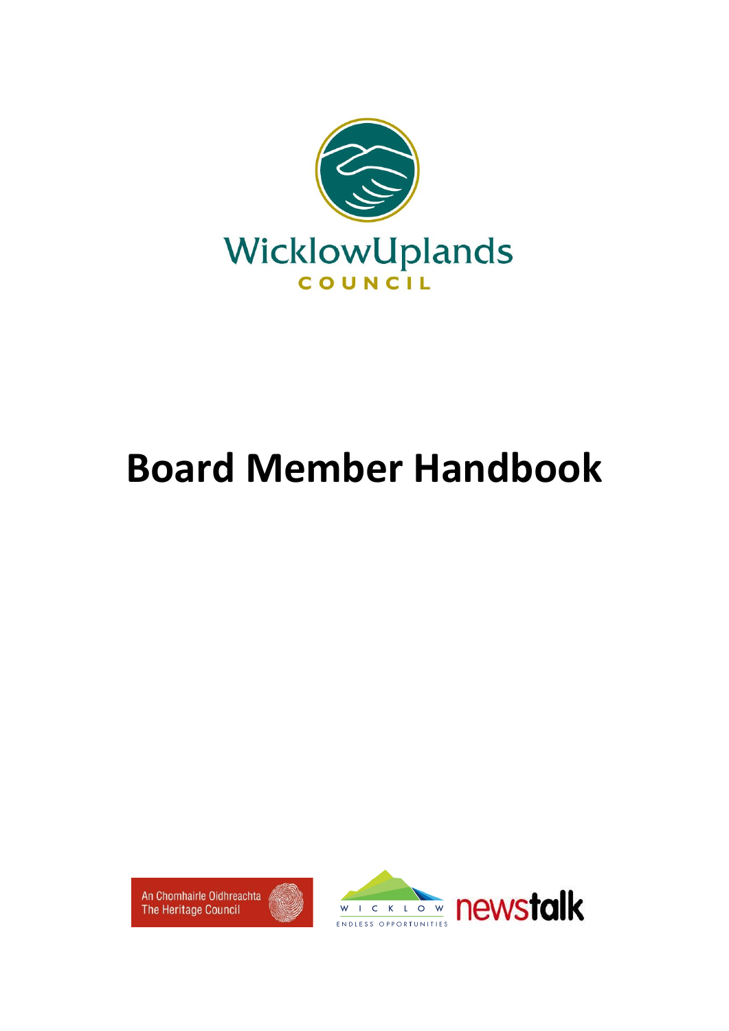WicklowUplands

COUNCIL

# Board Member Handbook

An Chomhairle Oidhreachta
The Heritage Council

WICKLOW
ENDLESS OPPORTUNITIES

newstalk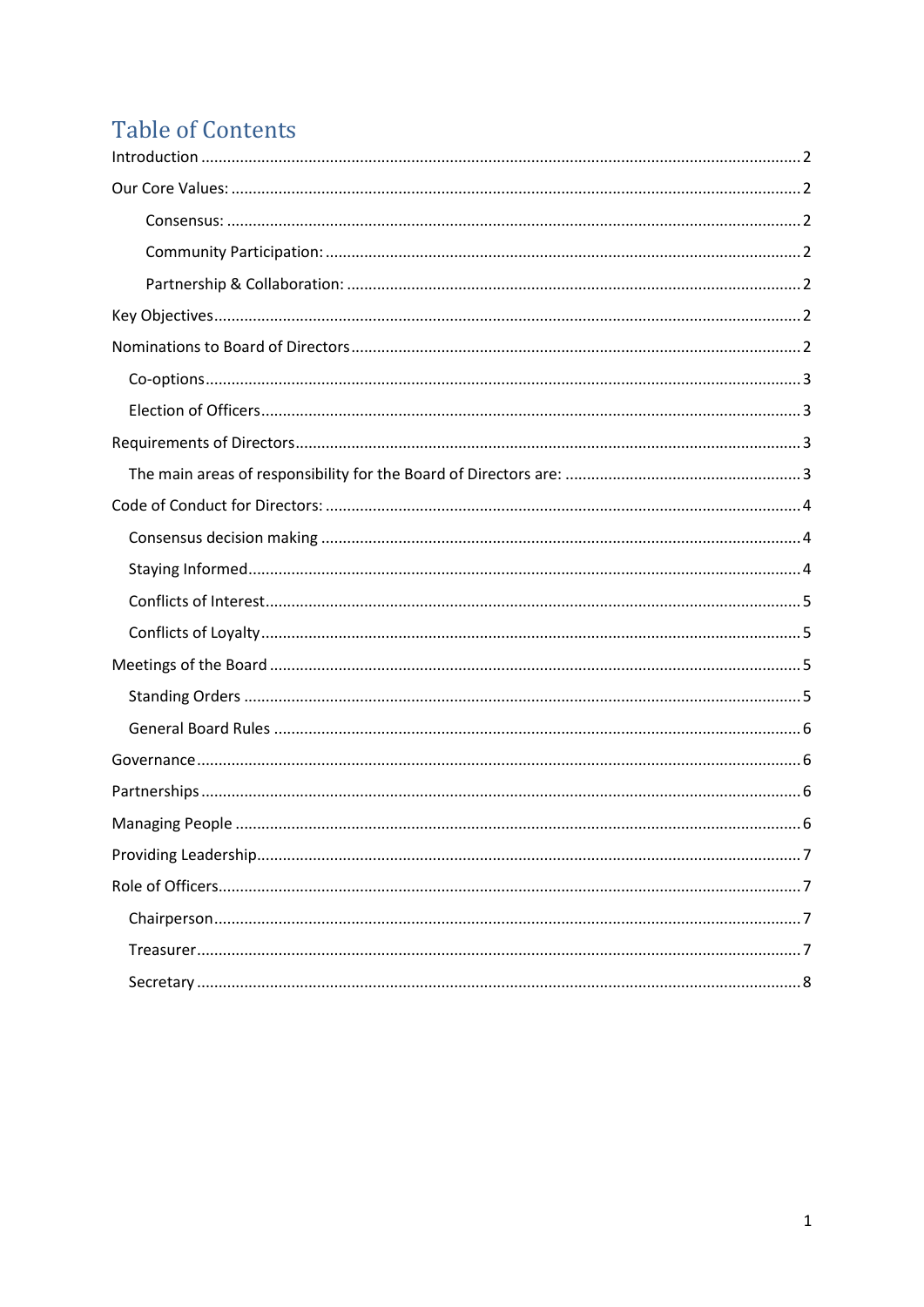# Table of Contents

Introduction ..... 2

Our Core Values: ..... 2

- Consensus: ..... 2
- Community Participation: ..... 2
- Partnership & Collaboration: ..... 2

Key Objectives ..... 2

Nominations to Board of Directors ..... 2

- Co-options ..... 3
- Election of Officers ..... 3

Requirements of Directors ..... 3

- The main areas of responsibility for the Board of Directors are: ..... 3

Code of Conduct for Directors: ..... 4

- Consensus decision making ..... 4
- Staying Informed ..... 4
- Conflicts of Interest ..... 5
- Conflicts of Loyalty ..... 5

Meetings of the Board ..... 5

- Standing Orders ..... 5
- General Board Rules ..... 6

Governance ..... 6

Partnerships ..... 6

Managing People ..... 6

Providing Leadership ..... 7

Role of Officers ..... 7

- Chairperson ..... 7
- Treasurer ..... 7
- Secretary ..... 8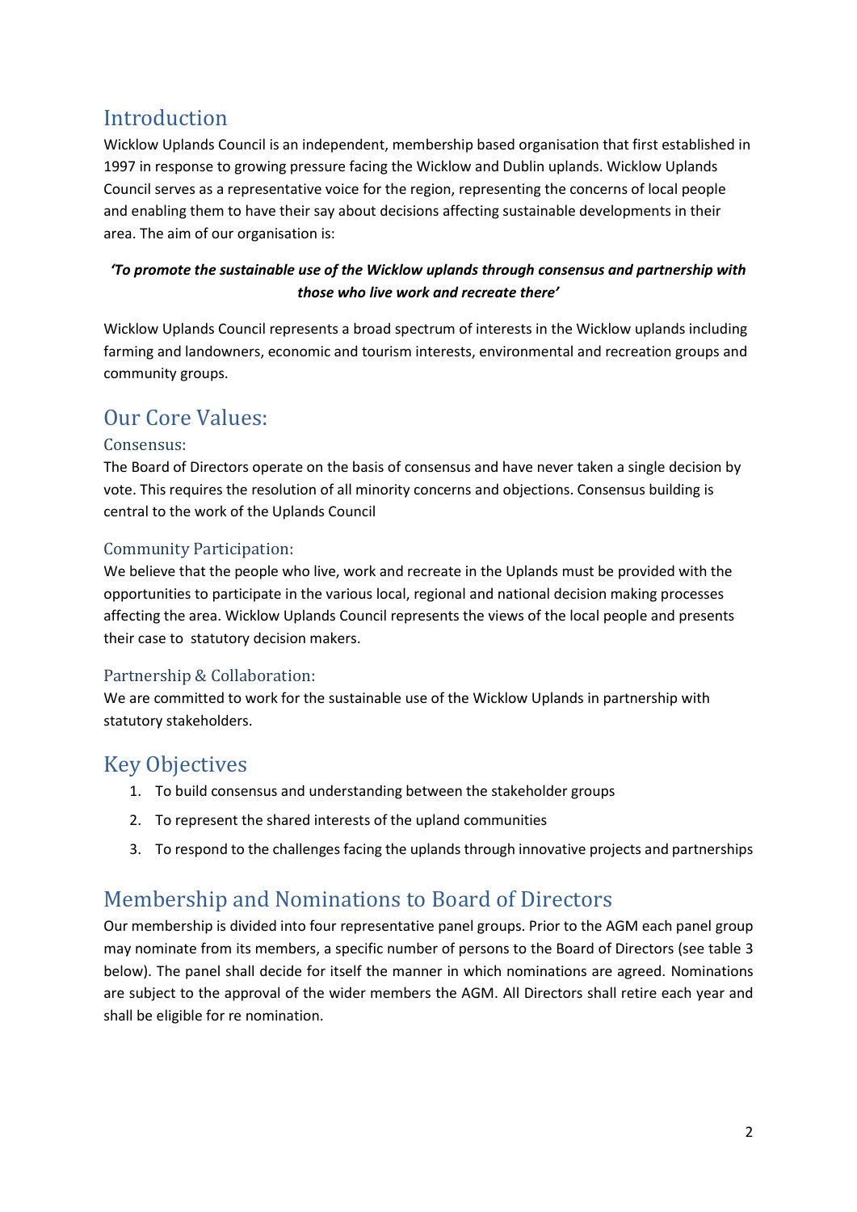# Introduction

Wicklow Uplands Council is an independent, membership based organisation that first established in 1997 in response to growing pressure facing the Wicklow and Dublin uplands. Wicklow Uplands Council serves as a representative voice for the region, representing the concerns of local people and enabling them to have their say about decisions affecting sustainable developments in their area. The aim of our organisation is:

***'To promote the sustainable use of the Wicklow uplands through consensus and partnership with those who live work and recreate there'***

Wicklow Uplands Council represents a broad spectrum of interests in the Wicklow uplands including farming and landowners, economic and tourism interests, environmental and recreation groups and community groups.

# Our Core Values:

## Consensus:

The Board of Directors operate on the basis of consensus and have never taken a single decision by vote. This requires the resolution of all minority concerns and objections. Consensus building is central to the work of the Uplands Council

## Community Participation:

We believe that the people who live, work and recreate in the Uplands must be provided with the opportunities to participate in the various local, regional and national decision making processes affecting the area. Wicklow Uplands Council represents the views of the local people and presents their case to statutory decision makers.

## Partnership & Collaboration:

We are committed to work for the sustainable use of the Wicklow Uplands in partnership with statutory stakeholders.

# Key Objectives

1. To build consensus and understanding between the stakeholder groups
2. To represent the shared interests of the upland communities
3. To respond to the challenges facing the uplands through innovative projects and partnerships

# Membership and Nominations to Board of Directors

Our membership is divided into four representative panel groups. Prior to the AGM each panel group may nominate from its members, a specific number of persons to the Board of Directors (see table 3 below). The panel shall decide for itself the manner in which nominations are agreed. Nominations are subject to the approval of the wider members the AGM. All Directors shall retire each year and shall be eligible for re nomination.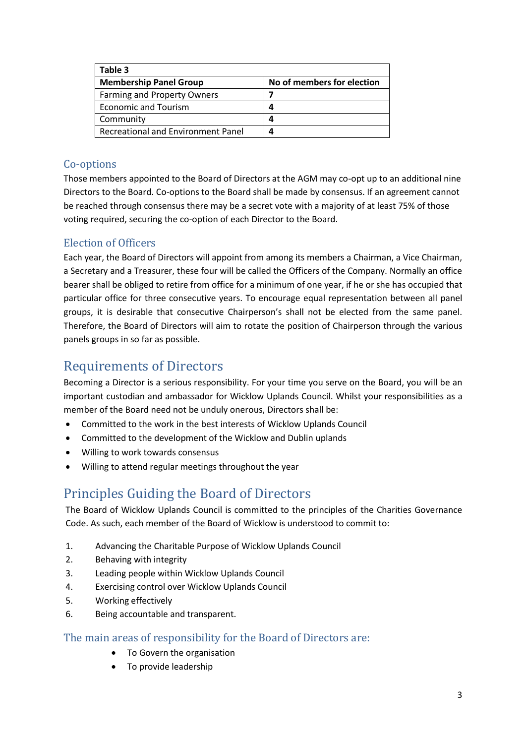| Table 3 | |
|---|---|
| **Membership Panel Group** | **No of members for election** |
| Farming and Property Owners | **7** |
| Economic and Tourism | **4** |
| Community | **4** |
| Recreational and Environment Panel | **4** |

### Co-options

Those members appointed to the Board of Directors at the AGM may co-opt up to an additional nine Directors to the Board. Co-options to the Board shall be made by consensus. If an agreement cannot be reached through consensus there may be a secret vote with a majority of at least 75% of those voting required, securing the co-option of each Director to the Board.

### Election of Officers

Each year, the Board of Directors will appoint from among its members a Chairman, a Vice Chairman, a Secretary and a Treasurer, these four will be called the Officers of the Company. Normally an office bearer shall be obliged to retire from office for a minimum of one year, if he or she has occupied that particular office for three consecutive years. To encourage equal representation between all panel groups, it is desirable that consecutive Chairperson's shall not be elected from the same panel. Therefore, the Board of Directors will aim to rotate the position of Chairperson through the various panels groups in so far as possible.

## Requirements of Directors

Becoming a Director is a serious responsibility. For your time you serve on the Board, you will be an important custodian and ambassador for Wicklow Uplands Council. Whilst your responsibilities as a member of the Board need not be unduly onerous, Directors shall be:

- Committed to the work in the best interests of Wicklow Uplands Council
- Committed to the development of the Wicklow and Dublin uplands
- Willing to work towards consensus
- Willing to attend regular meetings throughout the year

## Principles Guiding the Board of Directors

The Board of Wicklow Uplands Council is committed to the principles of the Charities Governance Code. As such, each member of the Board of Wicklow is understood to commit to:

1. Advancing the Charitable Purpose of Wicklow Uplands Council
2. Behaving with integrity
3. Leading people within Wicklow Uplands Council
4. Exercising control over Wicklow Uplands Council
5. Working effectively
6. Being accountable and transparent.

### The main areas of responsibility for the Board of Directors are:

- To Govern the organisation
- To provide leadership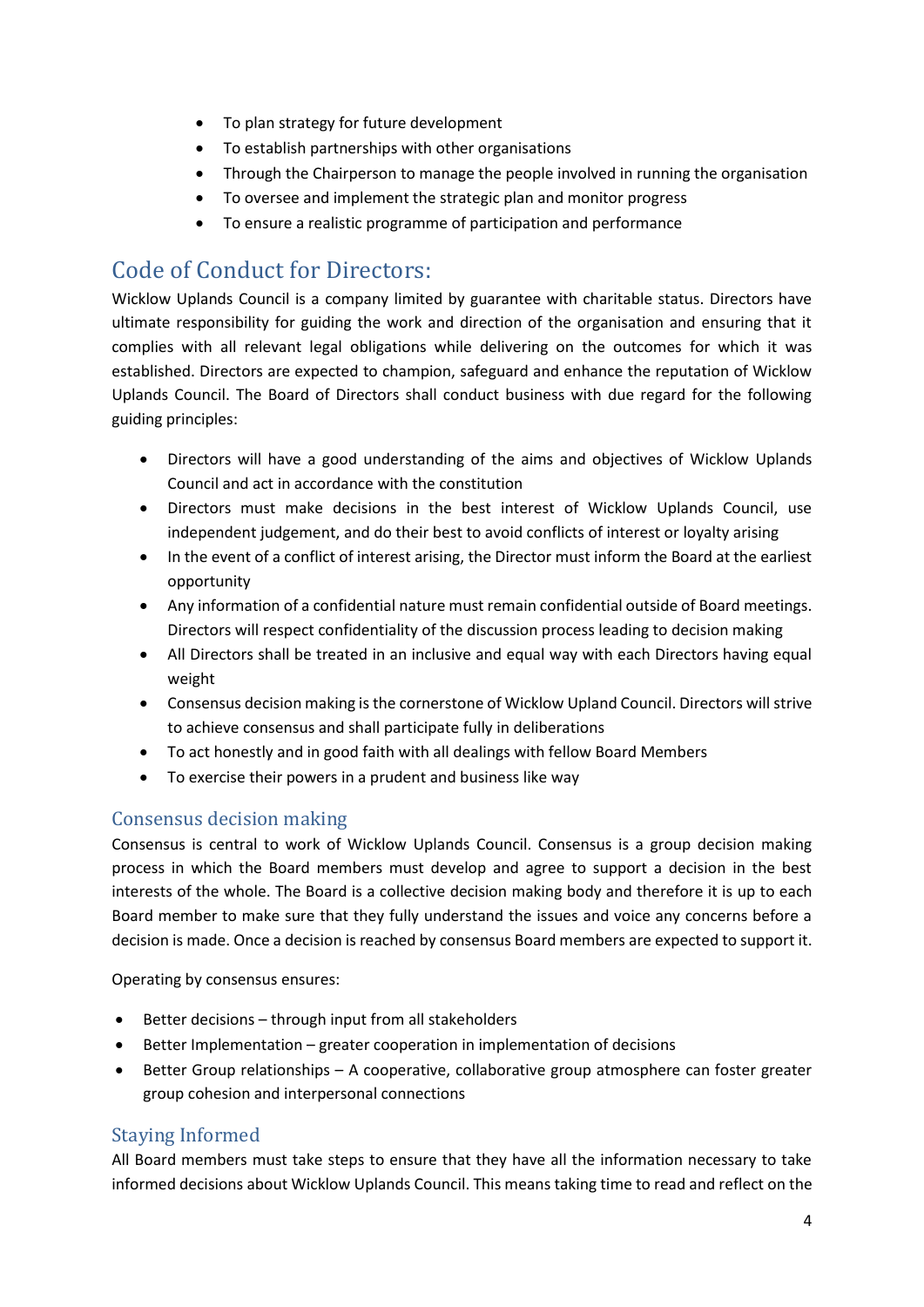- To plan strategy for future development
- To establish partnerships with other organisations
- Through the Chairperson to manage the people involved in running the organisation
- To oversee and implement the strategic plan and monitor progress
- To ensure a realistic programme of participation and performance

# Code of Conduct for Directors:

Wicklow Uplands Council is a company limited by guarantee with charitable status. Directors have ultimate responsibility for guiding the work and direction of the organisation and ensuring that it complies with all relevant legal obligations while delivering on the outcomes for which it was established. Directors are expected to champion, safeguard and enhance the reputation of Wicklow Uplands Council. The Board of Directors shall conduct business with due regard for the following guiding principles:

- Directors will have a good understanding of the aims and objectives of Wicklow Uplands Council and act in accordance with the constitution
- Directors must make decisions in the best interest of Wicklow Uplands Council, use independent judgement, and do their best to avoid conflicts of interest or loyalty arising
- In the event of a conflict of interest arising, the Director must inform the Board at the earliest opportunity
- Any information of a confidential nature must remain confidential outside of Board meetings. Directors will respect confidentiality of the discussion process leading to decision making
- All Directors shall be treated in an inclusive and equal way with each Directors having equal weight
- Consensus decision making is the cornerstone of Wicklow Upland Council. Directors will strive to achieve consensus and shall participate fully in deliberations
- To act honestly and in good faith with all dealings with fellow Board Members
- To exercise their powers in a prudent and business like way

## Consensus decision making

Consensus is central to work of Wicklow Uplands Council. Consensus is a group decision making process in which the Board members must develop and agree to support a decision in the best interests of the whole. The Board is a collective decision making body and therefore it is up to each Board member to make sure that they fully understand the issues and voice any concerns before a decision is made. Once a decision is reached by consensus Board members are expected to support it.

Operating by consensus ensures:

- Better decisions – through input from all stakeholders
- Better Implementation – greater cooperation in implementation of decisions
- Better Group relationships – A cooperative, collaborative group atmosphere can foster greater group cohesion and interpersonal connections

## Staying Informed

All Board members must take steps to ensure that they have all the information necessary to take informed decisions about Wicklow Uplands Council. This means taking time to read and reflect on the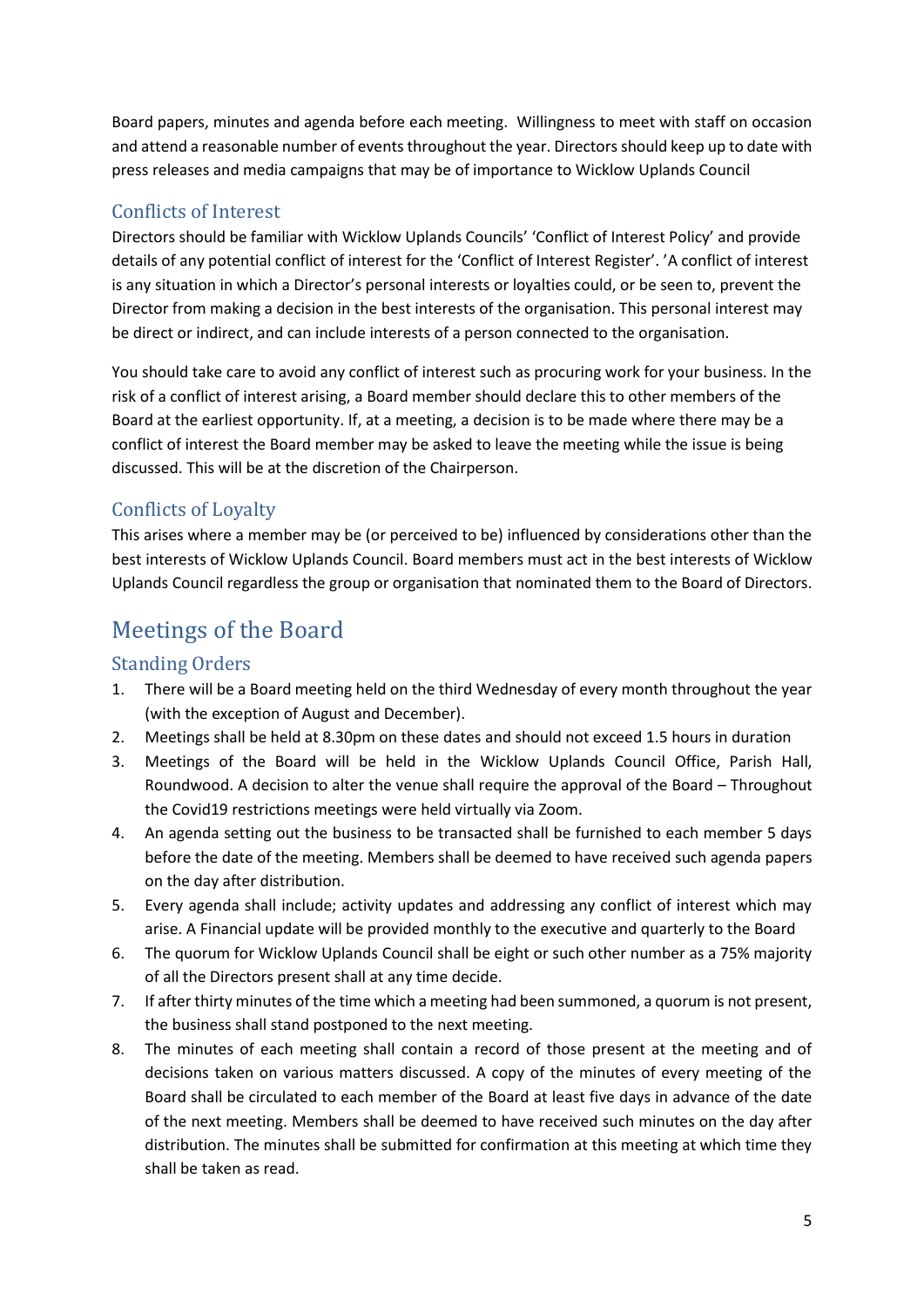Board papers, minutes and agenda before each meeting. Willingness to meet with staff on occasion and attend a reasonable number of events throughout the year. Directors should keep up to date with press releases and media campaigns that may be of importance to Wicklow Uplands Council

### Conflicts of Interest

Directors should be familiar with Wicklow Uplands Councils' 'Conflict of Interest Policy' and provide details of any potential conflict of interest for the 'Conflict of Interest Register'. 'A conflict of interest is any situation in which a Director's personal interests or loyalties could, or be seen to, prevent the Director from making a decision in the best interests of the organisation. This personal interest may be direct or indirect, and can include interests of a person connected to the organisation.

You should take care to avoid any conflict of interest such as procuring work for your business. In the risk of a conflict of interest arising, a Board member should declare this to other members of the Board at the earliest opportunity. If, at a meeting, a decision is to be made where there may be a conflict of interest the Board member may be asked to leave the meeting while the issue is being discussed. This will be at the discretion of the Chairperson.

### Conflicts of Loyalty

This arises where a member may be (or perceived to be) influenced by considerations other than the best interests of Wicklow Uplands Council. Board members must act in the best interests of Wicklow Uplands Council regardless the group or organisation that nominated them to the Board of Directors.

## Meetings of the Board

### Standing Orders

1. There will be a Board meeting held on the third Wednesday of every month throughout the year (with the exception of August and December).
2. Meetings shall be held at 8.30pm on these dates and should not exceed 1.5 hours in duration
3. Meetings of the Board will be held in the Wicklow Uplands Council Office, Parish Hall, Roundwood. A decision to alter the venue shall require the approval of the Board – Throughout the Covid19 restrictions meetings were held virtually via Zoom.
4. An agenda setting out the business to be transacted shall be furnished to each member 5 days before the date of the meeting. Members shall be deemed to have received such agenda papers on the day after distribution.
5. Every agenda shall include; activity updates and addressing any conflict of interest which may arise. A Financial update will be provided monthly to the executive and quarterly to the Board
6. The quorum for Wicklow Uplands Council shall be eight or such other number as a 75% majority of all the Directors present shall at any time decide.
7. If after thirty minutes of the time which a meeting had been summoned, a quorum is not present, the business shall stand postponed to the next meeting.
8. The minutes of each meeting shall contain a record of those present at the meeting and of decisions taken on various matters discussed. A copy of the minutes of every meeting of the Board shall be circulated to each member of the Board at least five days in advance of the date of the next meeting. Members shall be deemed to have received such minutes on the day after distribution. The minutes shall be submitted for confirmation at this meeting at which time they shall be taken as read.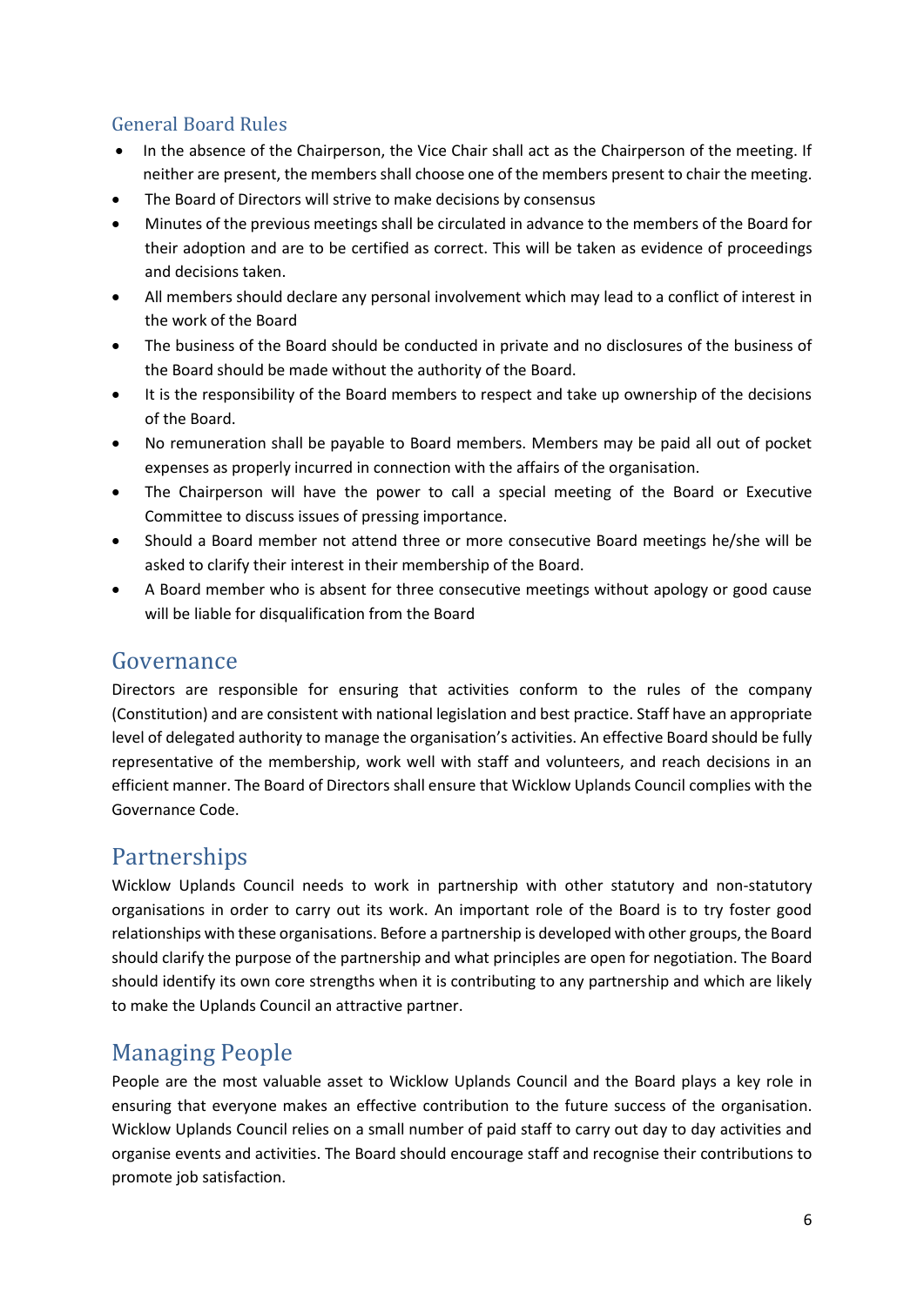### General Board Rules

- In the absence of the Chairperson, the Vice Chair shall act as the Chairperson of the meeting. If neither are present, the members shall choose one of the members present to chair the meeting.
- The Board of Directors will strive to make decisions by consensus
- Minutes of the previous meetings shall be circulated in advance to the members of the Board for their adoption and are to be certified as correct. This will be taken as evidence of proceedings and decisions taken.
- All members should declare any personal involvement which may lead to a conflict of interest in the work of the Board
- The business of the Board should be conducted in private and no disclosures of the business of the Board should be made without the authority of the Board.
- It is the responsibility of the Board members to respect and take up ownership of the decisions of the Board.
- No remuneration shall be payable to Board members. Members may be paid all out of pocket expenses as properly incurred in connection with the affairs of the organisation.
- The Chairperson will have the power to call a special meeting of the Board or Executive Committee to discuss issues of pressing importance.
- Should a Board member not attend three or more consecutive Board meetings he/she will be asked to clarify their interest in their membership of the Board.
- A Board member who is absent for three consecutive meetings without apology or good cause will be liable for disqualification from the Board

## Governance

Directors are responsible for ensuring that activities conform to the rules of the company (Constitution) and are consistent with national legislation and best practice. Staff have an appropriate level of delegated authority to manage the organisation's activities. An effective Board should be fully representative of the membership, work well with staff and volunteers, and reach decisions in an efficient manner. The Board of Directors shall ensure that Wicklow Uplands Council complies with the Governance Code.

## Partnerships

Wicklow Uplands Council needs to work in partnership with other statutory and non-statutory organisations in order to carry out its work. An important role of the Board is to try foster good relationships with these organisations. Before a partnership is developed with other groups, the Board should clarify the purpose of the partnership and what principles are open for negotiation. The Board should identify its own core strengths when it is contributing to any partnership and which are likely to make the Uplands Council an attractive partner.

## Managing People

People are the most valuable asset to Wicklow Uplands Council and the Board plays a key role in ensuring that everyone makes an effective contribution to the future success of the organisation. Wicklow Uplands Council relies on a small number of paid staff to carry out day to day activities and organise events and activities. The Board should encourage staff and recognise their contributions to promote job satisfaction.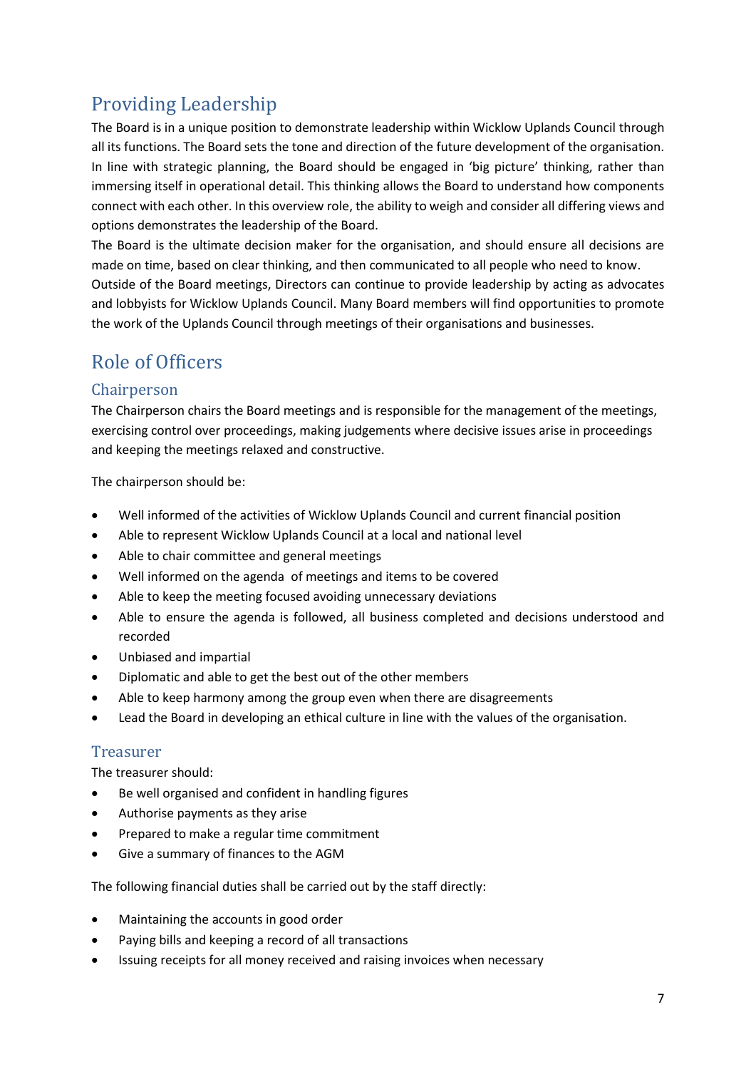## Providing Leadership

The Board is in a unique position to demonstrate leadership within Wicklow Uplands Council through all its functions. The Board sets the tone and direction of the future development of the organisation. In line with strategic planning, the Board should be engaged in 'big picture' thinking, rather than immersing itself in operational detail. This thinking allows the Board to understand how components connect with each other. In this overview role, the ability to weigh and consider all differing views and options demonstrates the leadership of the Board.

The Board is the ultimate decision maker for the organisation, and should ensure all decisions are made on time, based on clear thinking, and then communicated to all people who need to know.

Outside of the Board meetings, Directors can continue to provide leadership by acting as advocates and lobbyists for Wicklow Uplands Council. Many Board members will find opportunities to promote the work of the Uplands Council through meetings of their organisations and businesses.

## Role of Officers

### Chairperson

The Chairperson chairs the Board meetings and is responsible for the management of the meetings, exercising control over proceedings, making judgements where decisive issues arise in proceedings and keeping the meetings relaxed and constructive.

The chairperson should be:

- Well informed of the activities of Wicklow Uplands Council and current financial position
- Able to represent Wicklow Uplands Council at a local and national level
- Able to chair committee and general meetings
- Well informed on the agenda of meetings and items to be covered
- Able to keep the meeting focused avoiding unnecessary deviations
- Able to ensure the agenda is followed, all business completed and decisions understood and recorded
- Unbiased and impartial
- Diplomatic and able to get the best out of the other members
- Able to keep harmony among the group even when there are disagreements
- Lead the Board in developing an ethical culture in line with the values of the organisation.

### Treasurer

The treasurer should:

- Be well organised and confident in handling figures
- Authorise payments as they arise
- Prepared to make a regular time commitment
- Give a summary of finances to the AGM

The following financial duties shall be carried out by the staff directly:

- Maintaining the accounts in good order
- Paying bills and keeping a record of all transactions
- Issuing receipts for all money received and raising invoices when necessary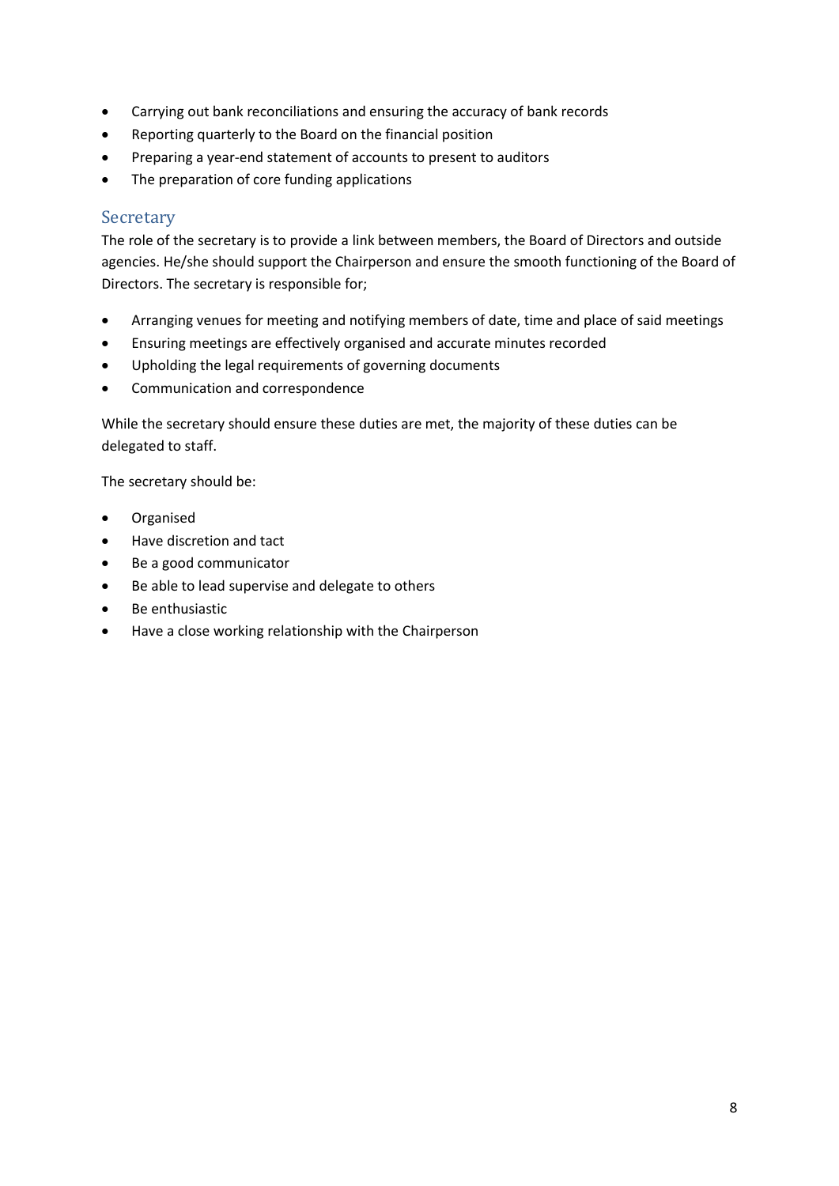- Carrying out bank reconciliations and ensuring the accuracy of bank records
- Reporting quarterly to the Board on the financial position
- Preparing a year-end statement of accounts to present to auditors
- The preparation of core funding applications

## Secretary

The role of the secretary is to provide a link between members, the Board of Directors and outside agencies. He/she should support the Chairperson and ensure the smooth functioning of the Board of Directors. The secretary is responsible for;

- Arranging venues for meeting and notifying members of date, time and place of said meetings
- Ensuring meetings are effectively organised and accurate minutes recorded
- Upholding the legal requirements of governing documents
- Communication and correspondence

While the secretary should ensure these duties are met, the majority of these duties can be delegated to staff.

The secretary should be:

- Organised
- Have discretion and tact
- Be a good communicator
- Be able to lead supervise and delegate to others
- Be enthusiastic
- Have a close working relationship with the Chairperson